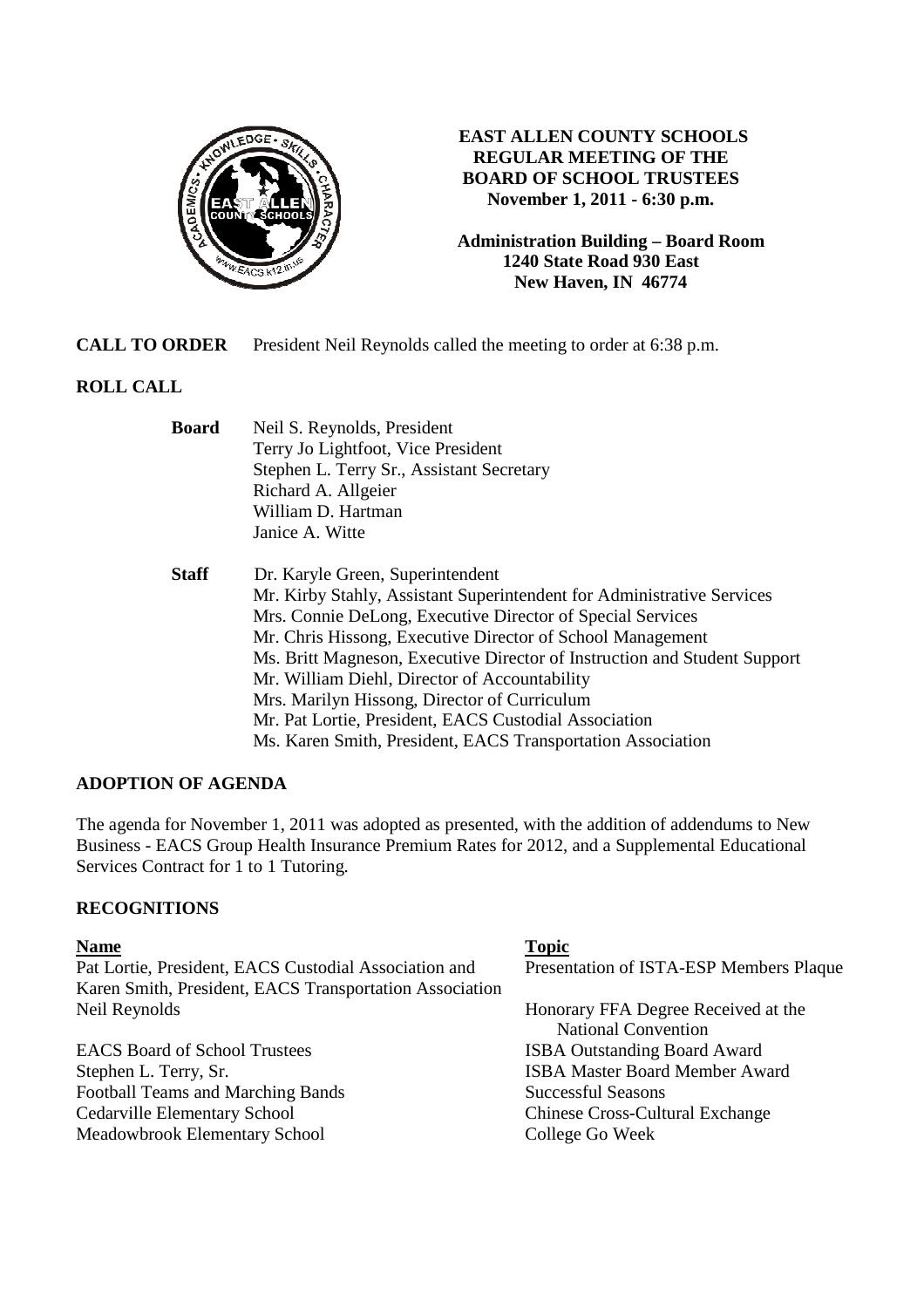# EAST ALLEN COUNTY SCHOOLS
## REGULAR MEETING OF THE BOARD OF SCHOOL TRUSTEES
**November 1, 2011 - 6:30 p.m.**

**Administration Building – Board Room**
**1240 State Road 930 East**
**New Haven, IN 46774**

**CALL TO ORDER** President Neil Reynolds called the meeting to order at 6:38 p.m.

**ROLL CALL**

**Board**
- Neil S. Reynolds, President
- Terry Jo Lightfoot, Vice President
- Stephen L. Terry Sr., Assistant Secretary
- Richard A. Allgeier
- William D. Hartman
- Janice A. Witte

**Staff**
- Dr. Karyle Green, Superintendent
- Mr. Kirby Stahly, Assistant Superintendent for Administrative Services
- Mrs. Connie DeLong, Executive Director of Special Services
- Mr. Chris Hissong, Executive Director of School Management
- Ms. Britt Magneson, Executive Director of Instruction and Student Support
- Mr. William Diehl, Director of Accountability
- Mrs. Marilyn Hissong, Director of Curriculum
- Mr. Pat Lortie, President, EACS Custodial Association
- Ms. Karen Smith, President, EACS Transportation Association

**ADOPTION OF AGENDA**

The agenda for November 1, 2011 was adopted as presented, with the addition of addendums to New Business - EACS Group Health Insurance Premium Rates for 2012, and a Supplemental Educational Services Contract for 1 to 1 Tutoring.

**RECOGNITIONS**

| Name | Topic |
|---|---|
| Pat Lortie, President, EACS Custodial Association and Karen Smith, President, EACS Transportation Association | Presentation of ISTA-ESP Members Plaque |
| Neil Reynolds | Honorary FFA Degree Received at the National Convention |
| EACS Board of School Trustees | ISBA Outstanding Board Award |
| Stephen L. Terry, Sr. | ISBA Master Board Member Award |
| Football Teams and Marching Bands | Successful Seasons |
| Cedarville Elementary School | Chinese Cross-Cultural Exchange |
| Meadowbrook Elementary School | College Go Week |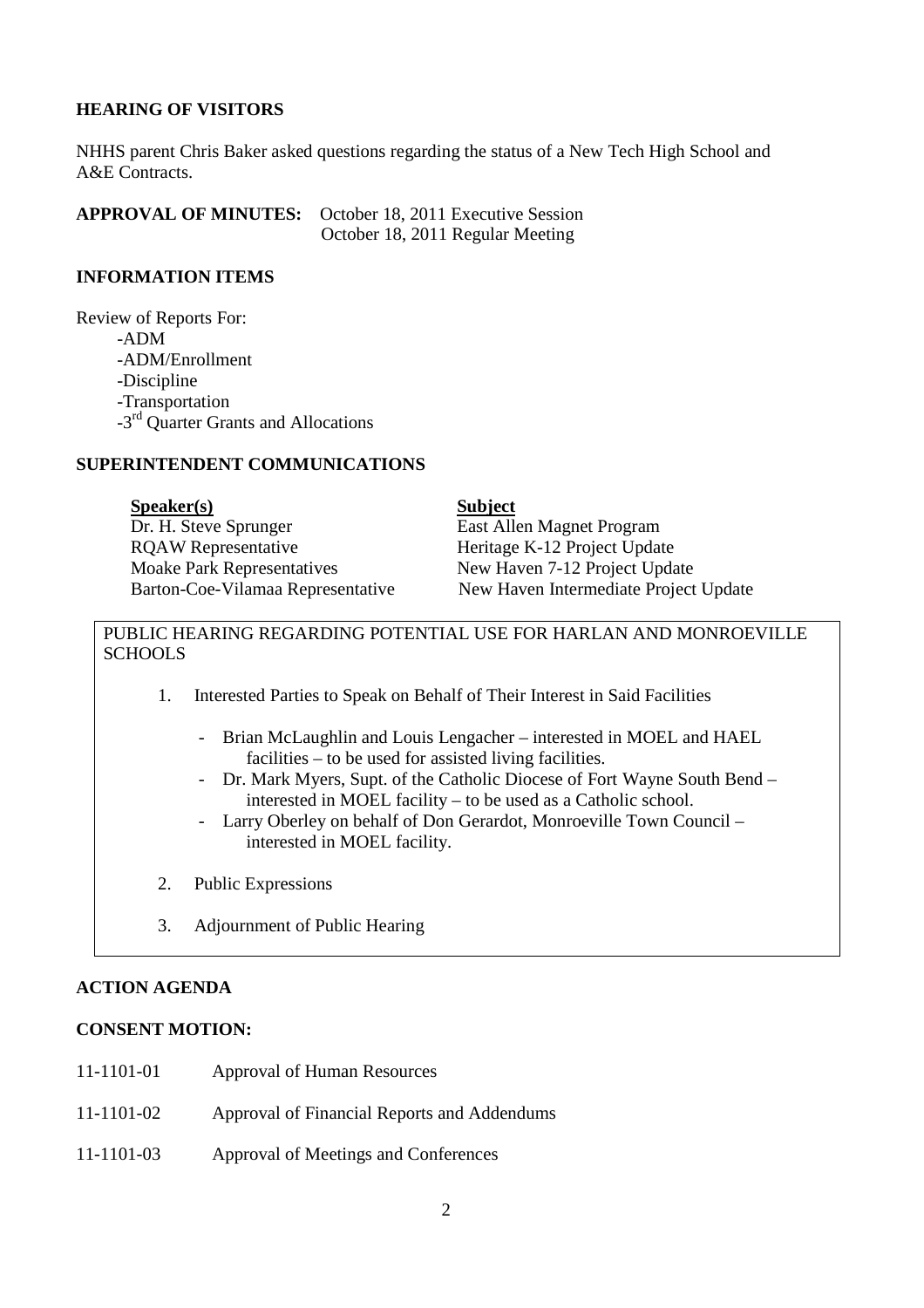**HEARING OF VISITORS**

NHHS parent Chris Baker asked questions regarding the status of a New Tech High School and A&E Contracts.

**APPROVAL OF MINUTES:** October 18, 2011 Executive Session
October 18, 2011 Regular Meeting

**INFORMATION ITEMS**

Review of Reports For:
- -ADM
- -ADM/Enrollment
- -Discipline
- -Transportation
- -3rd Quarter Grants and Allocations

**SUPERINTENDENT COMMUNICATIONS**

| **Speaker(s)** | **Subject** |
|---|---|
| Dr. H. Steve Sprunger | East Allen Magnet Program |
| RQAW Representative | Heritage K-12 Project Update |
| Moake Park Representatives | New Haven 7-12 Project Update |
| Barton-Coe-Vilamaa Representative | New Haven Intermediate Project Update |

PUBLIC HEARING REGARDING POTENTIAL USE FOR HARLAN AND MONROEVILLE SCHOOLS

1. Interested Parties to Speak on Behalf of Their Interest in Said Facilities
   - Brian McLaughlin and Louis Lengacher – interested in MOEL and HAEL facilities – to be used for assisted living facilities.
   - Dr. Mark Myers, Supt. of the Catholic Diocese of Fort Wayne South Bend – interested in MOEL facility – to be used as a Catholic school.
   - Larry Oberley on behalf of Don Gerardot, Monroeville Town Council – interested in MOEL facility.
2. Public Expressions
3. Adjournment of Public Hearing

**ACTION AGENDA**

**CONSENT MOTION:**

11-1101-01 Approval of Human Resources

11-1101-02 Approval of Financial Reports and Addendums

11-1101-03 Approval of Meetings and Conferences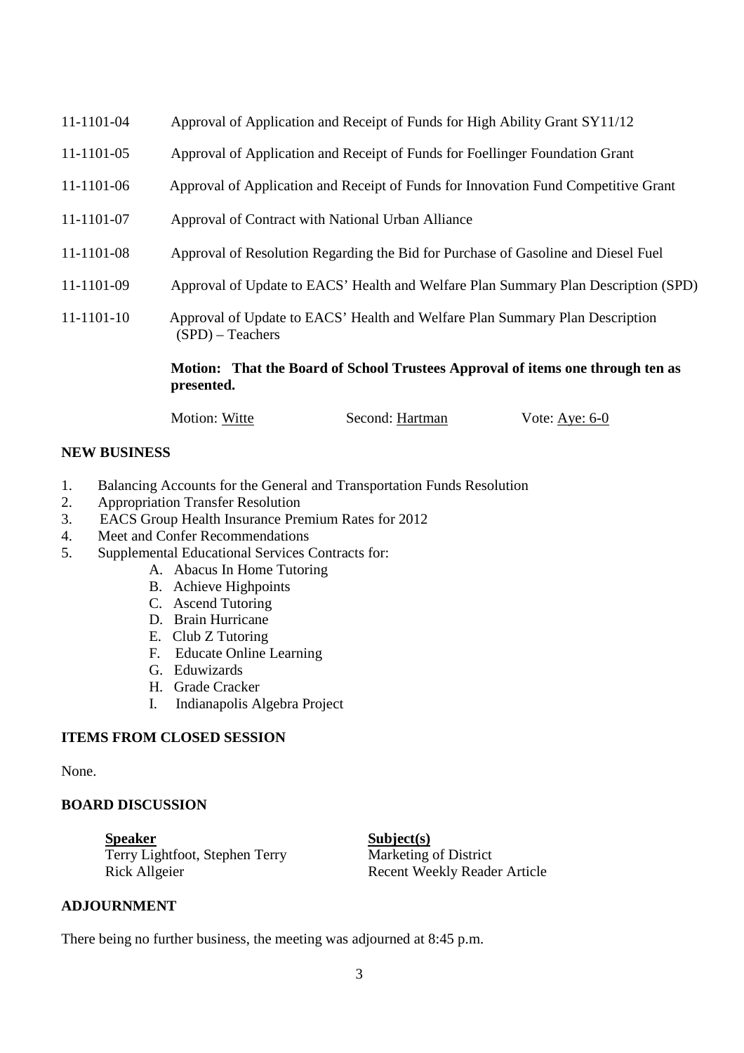11-1101-04 Approval of Application and Receipt of Funds for High Ability Grant SY11/12

11-1101-05 Approval of Application and Receipt of Funds for Foellinger Foundation Grant

11-1101-06 Approval of Application and Receipt of Funds for Innovation Fund Competitive Grant

11-1101-07 Approval of Contract with National Urban Alliance

11-1101-08 Approval of Resolution Regarding the Bid for Purchase of Gasoline and Diesel Fuel

11-1101-09 Approval of Update to EACS' Health and Welfare Plan Summary Plan Description (SPD)

11-1101-10 Approval of Update to EACS' Health and Welfare Plan Summary Plan Description (SPD) – Teachers

**Motion: That the Board of School Trustees Approval of items one through ten as presented.**

Motion: Witte Second: Hartman Vote: Aye: 6-0

**NEW BUSINESS**

1. Balancing Accounts for the General and Transportation Funds Resolution
2. Appropriation Transfer Resolution
3. EACS Group Health Insurance Premium Rates for 2012
4. Meet and Confer Recommendations
5. Supplemental Educational Services Contracts for:
   - A. Abacus In Home Tutoring
   - B. Achieve Highpoints
   - C. Ascend Tutoring
   - D. Brain Hurricane
   - E. Club Z Tutoring
   - F. Educate Online Learning
   - G. Eduwizards
   - H. Grade Cracker
   - I. Indianapolis Algebra Project

**ITEMS FROM CLOSED SESSION**

None.

**BOARD DISCUSSION**

| Speaker | Subject(s) |
| --- | --- |
| Terry Lightfoot, Stephen Terry | Marketing of District |
| Rick Allgeier | Recent Weekly Reader Article |

**ADJOURNMENT**

There being no further business, the meeting was adjourned at 8:45 p.m.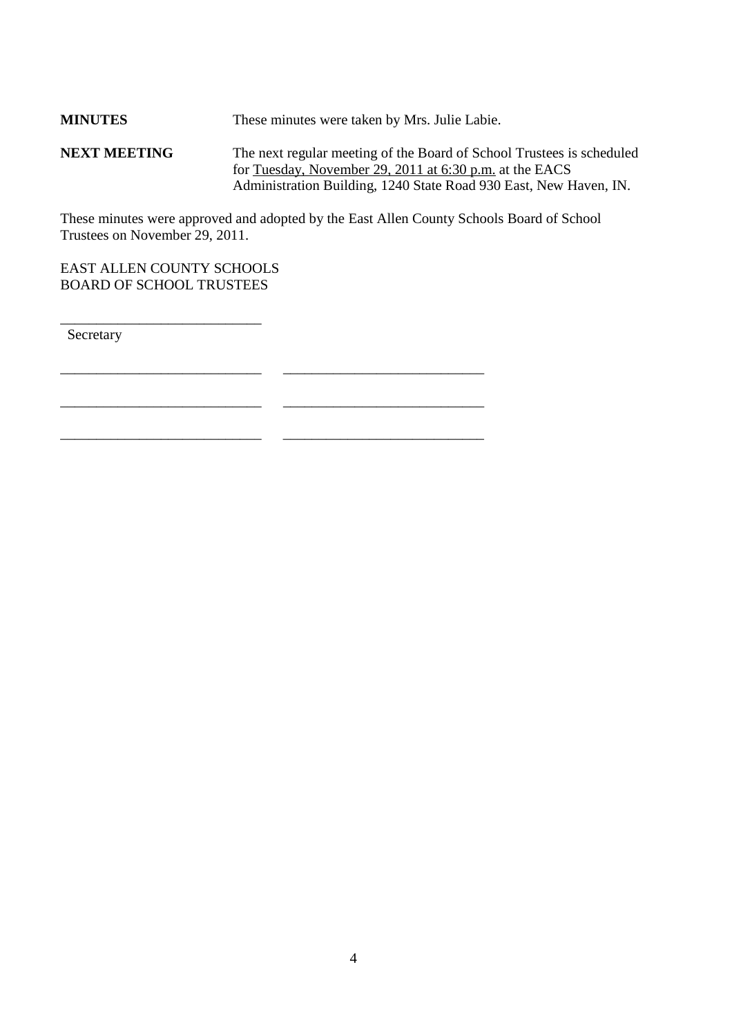**MINUTES** These minutes were taken by Mrs. Julie Labie.

**NEXT MEETING** The next regular meeting of the Board of School Trustees is scheduled for <u>Tuesday, November 29, 2011 at 6:30 p.m.</u> at the EACS Administration Building, 1240 State Road 930 East, New Haven, IN.

These minutes were approved and adopted by the East Allen County Schools Board of School Trustees on November 29, 2011.

EAST ALLEN COUNTY SCHOOLS
BOARD OF SCHOOL TRUSTEES

_____________________________
Secretary

_____________________________ _____________________________

_____________________________ _____________________________

_____________________________ _____________________________